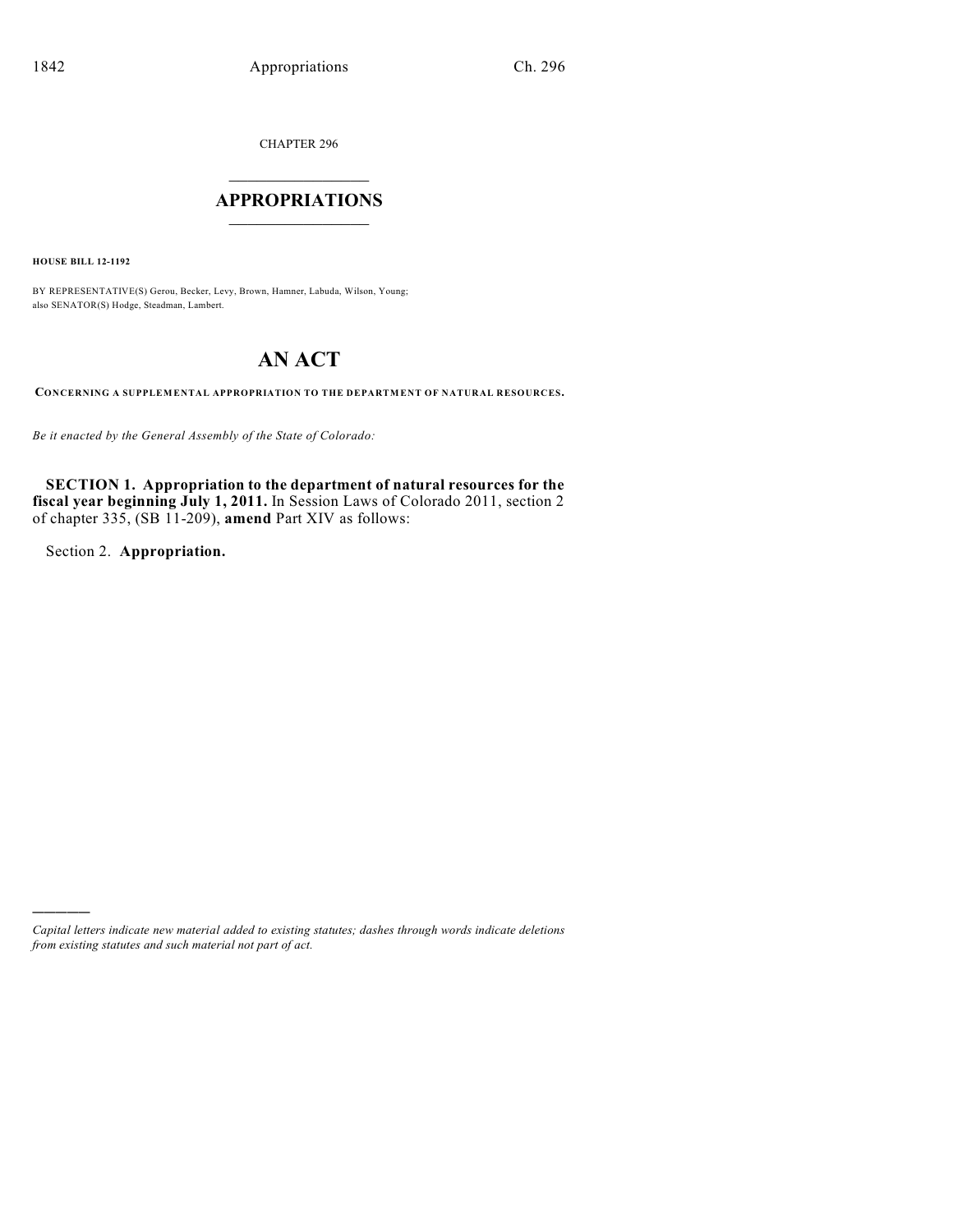CHAPTER 296

# APPROPRIATIONS

**HOUSE BILL 12-1192**

BY REPRESENTATIVE(S) Gerou, Becker, Levy, Brown, Hamner, Labuda, Wilson, Young; also SENATOR(S) Hodge, Steadman, Lambert.

# AN ACT

**CONCERNING A SUPPLEMENTAL APPROPRIATION TO THE DEPARTMENT OF NATURAL RESOURCES.**

*Be it enacted by the General Assembly of the State of Colorado:*

**SECTION 1. Appropriation to the department of natural resources for the fiscal year beginning July 1, 2011.** In Session Laws of Colorado 2011, section 2 of chapter 335, (SB 11-209), **amend** Part XIV as follows:

Section 2. **Appropriation.**

---

*Capital letters indicate new material added to existing statutes; dashes through words indicate deletions from existing statutes and such material not part of act.*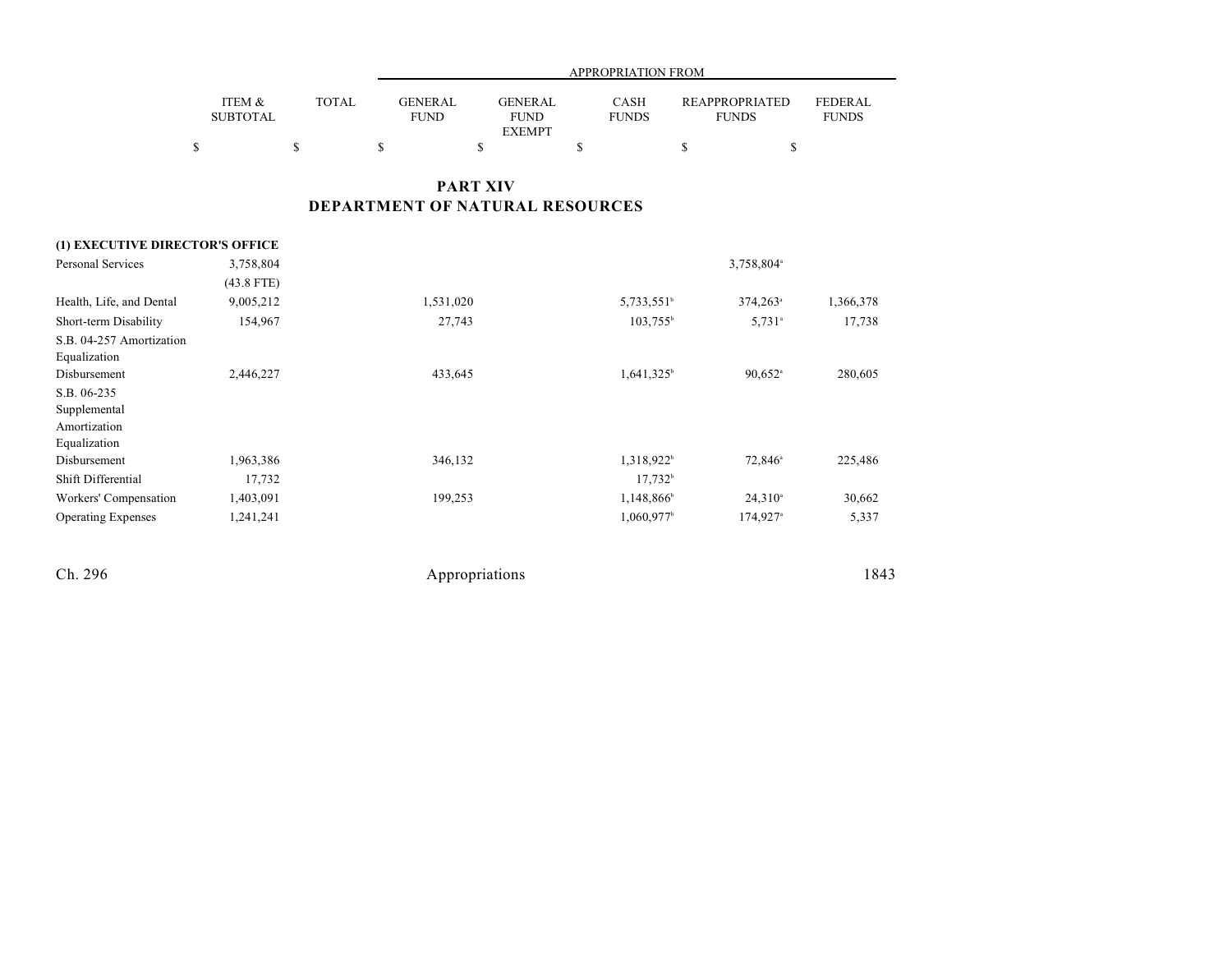## PART XIV
## DEPARTMENT OF NATURAL RESOURCES

| | ITEM & SUBTOTAL | TOTAL | APPROPRIATION FROM GENERAL FUND | GENERAL FUND EXEMPT | CASH FUNDS | REAPPROPRIATED FUNDS | FEDERAL FUNDS |
|---|---|---|---|---|---|---|---|
| | $ | $ | $ | $ | $ | $ | $ |
| **(1) EXECUTIVE DIRECTOR'S OFFICE** | | | | | | | |
| Personal Services | 3,758,804 | | | | | 3,758,804[a] | |
| | (43.8 FTE) | | | | | | |
| Health, Life, and Dental | 9,005,212 | | 1,531,020 | | 5,733,551[b] | 374,263[a] | 1,366,378 |
| Short-term Disability | 154,967 | | 27,743 | | 103,755[b] | 5,731[a] | 17,738 |
| S.B. 04-257 Amortization Equalization Disbursement | 2,446,227 | | 433,645 | | 1,641,325[b] | 90,652[a] | 280,605 |
| S.B. 06-235 Supplemental Amortization Equalization Disbursement | 1,963,386 | | 346,132 | | 1,318,922[b] | 72,846[a] | 225,486 |
| Shift Differential | 17,732 | | | | 17,732[b] | | |
| Workers' Compensation | 1,403,091 | | 199,253 | | 1,148,866[b] | 24,310[a] | 30,662 |
| Operating Expenses | 1,241,241 | | | | 1,060,977[b] | 174,927[a] | 5,337 |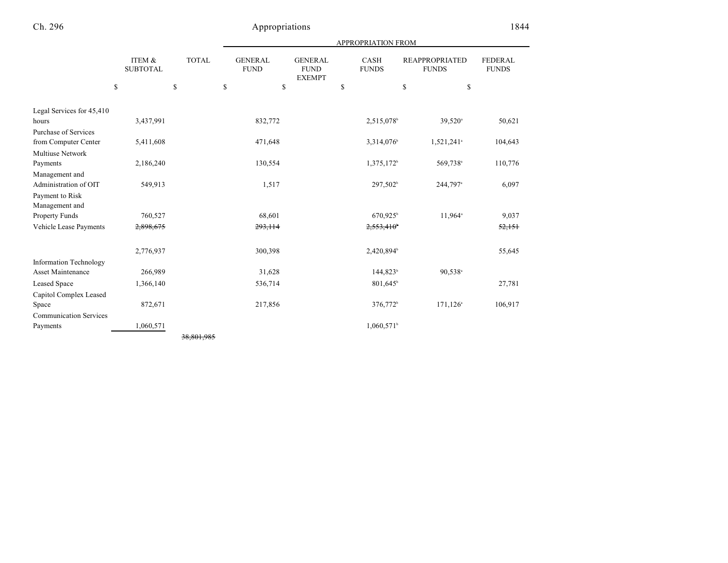| | ITEM & SUBTOTAL | TOTAL | GENERAL FUND | GENERAL FUND EXEMPT | CASH FUNDS | REAPPROPRIATED FUNDS | FEDERAL FUNDS |
|---|---|---|---|---|---|---|---|
| | | | APPROPRIATION FROM | | | | |
| | $ | $ | $ | $ | $ | $ | $ |
| Legal Services for 45,410 hours | 3,437,991 | | 832,772 | | 2,515,078[b] | 39,520[a] | 50,621 |
| Purchase of Services from Computer Center | 5,411,608 | | 471,648 | | 3,314,076[b] | 1,521,241[a] | 104,643 |
| Multiuse Network Payments | 2,186,240 | | 130,554 | | 1,375,172[b] | 569,738[a] | 110,776 |
| Management and Administration of OIT | 549,913 | | 1,517 | | 297,502[b] | 244,797[a] | 6,097 |
| Payment to Risk Management and Property Funds | 760,527 | | 68,601 | | 670,925[b] | 11,964[a] | 9,037 |
| Vehicle Lease Payments | ~~2,898,675~~ | | ~~293,114~~ | | ~~2,553,410[b]~~ | | ~~52,151~~ |
| | 2,776,937 | | 300,398 | | 2,420,894[b] | | 55,645 |
| Information Technology Asset Maintenance | 266,989 | | 31,628 | | 144,823[b] | 90,538[a] | |
| Leased Space | 1,366,140 | | 536,714 | | 801,645[b] | | 27,781 |
| Capitol Complex Leased Space | 872,671 | | 217,856 | | 376,772[b] | 171,126[a] | 106,917 |
| Communication Services Payments | 1,060,571 | | | | 1,060,571[b] | | |
| | | ~~38,801,985~~ | | | | | |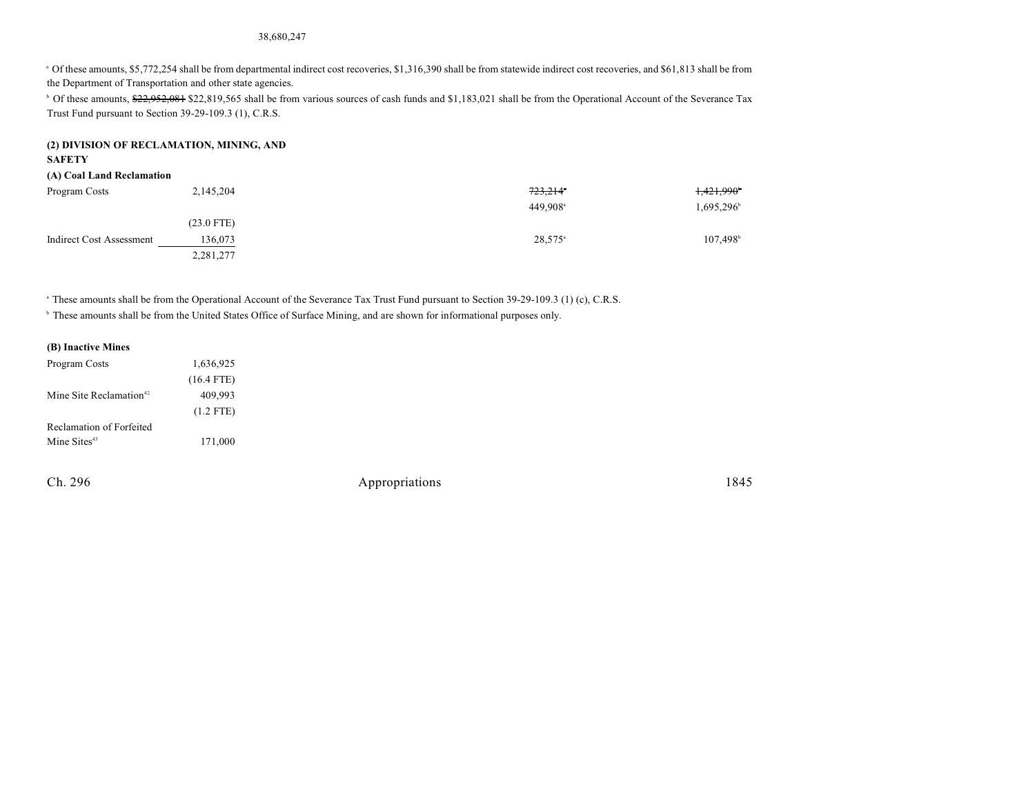38,680,247

[a] Of these amounts, $5,772,254 shall be from departmental indirect cost recoveries, $1,316,390 shall be from statewide indirect cost recoveries, and $61,813 shall be from the Department of Transportation and other state agencies.

[b] Of these amounts, ~~$22,952,081~~ $22,819,565 shall be from various sources of cash funds and $1,183,021 shall be from the Operational Account of the Severance Tax Trust Fund pursuant to Section 39-29-109.3 (1), C.R.S.

**(2) DIVISION OF RECLAMATION, MINING, AND SAFETY**

**(A) Coal Land Reclamation**

| | | | |
|---|---|---|---|
| Program Costs | 2,145,204 | ~~723,214~~[a] | ~~1,421,990~~[b] |
| | | 449,908[a] | 1,695,296[b] |
| | (23.0 FTE) | | |
| Indirect Cost Assessment | 136,073 | 28,575[a] | 107,498[b] |
| | 2,281,277 | | |

[a] These amounts shall be from the Operational Account of the Severance Tax Trust Fund pursuant to Section 39-29-109.3 (1) (c), C.R.S.

[b] These amounts shall be from the United States Office of Surface Mining, and are shown for informational purposes only.

**(B) Inactive Mines**

| | |
|---|---|
| Program Costs | 1,636,925 |
| | (16.4 FTE) |
| Mine Site Reclamation[42] | 409,993 |
| | (1.2 FTE) |
| Reclamation of Forfeited Mine Sites[43] | 171,000 |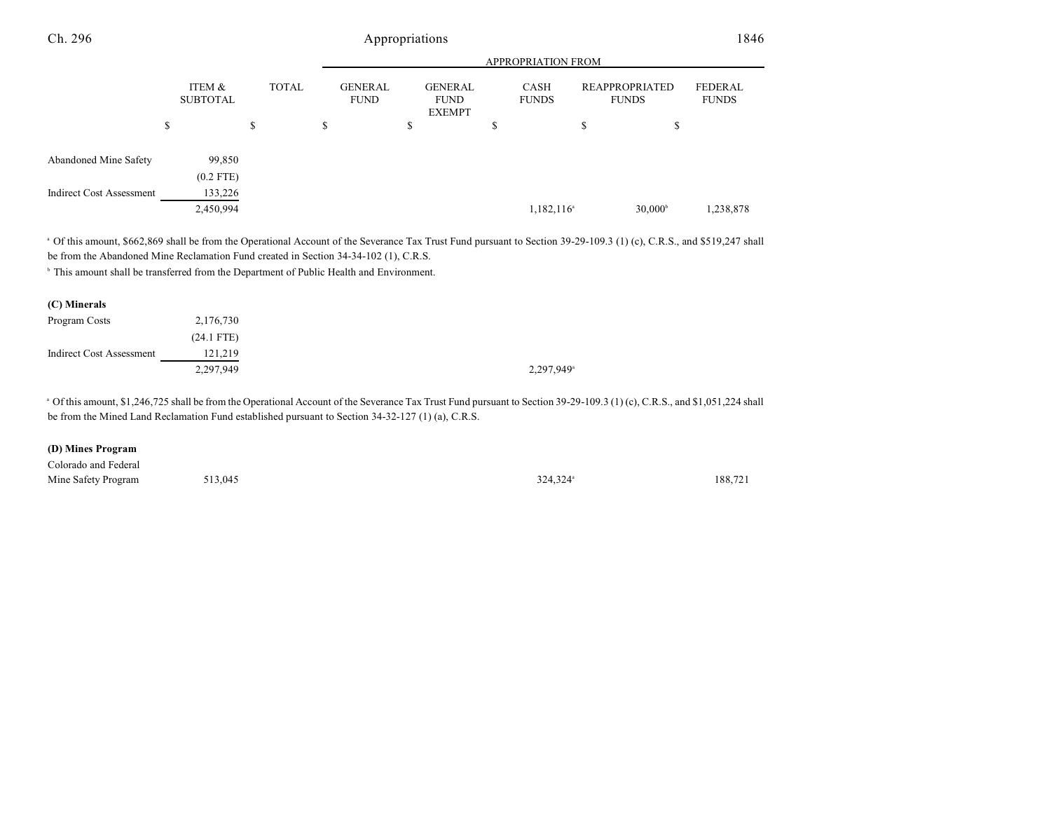| | ITEM & SUBTOTAL | TOTAL | GENERAL FUND | GENERAL FUND EXEMPT | CASH FUNDS | REAPPROPRIATED FUNDS | FEDERAL FUNDS |
|---|---|---|---|---|---|---|---|
| | | | APPROPRIATION FROM | | | | |
| | $ | $ | $ | $ | $ | $ | $ |
| Abandoned Mine Safety | 99,850 | | | | | | |
| | (0.2 FTE) | | | | | | |
| Indirect Cost Assessment | 133,226 | | | | | | |
| | 2,450,994 | | | | 1,182,116[a] | 30,000[b] | 1,238,878 |

[a] Of this amount, $662,869 shall be from the Operational Account of the Severance Tax Trust Fund pursuant to Section 39-29-109.3 (1) (c), C.R.S., and $519,247 shall be from the Abandoned Mine Reclamation Fund created in Section 34-34-102 (1), C.R.S.

[b] This amount shall be transferred from the Department of Public Health and Environment.

**(C) Minerals**

| | ITEM & SUBTOTAL | TOTAL | GENERAL FUND | GENERAL FUND EXEMPT | CASH FUNDS | REAPPROPRIATED FUNDS | FEDERAL FUNDS |
|---|---|---|---|---|---|---|---|
| Program Costs | 2,176,730 | | | | | | |
| | (24.1 FTE) | | | | | | |
| Indirect Cost Assessment | 121,219 | | | | | | |
| | 2,297,949 | | | | 2,297,949[a] | | |

[a] Of this amount, $1,246,725 shall be from the Operational Account of the Severance Tax Trust Fund pursuant to Section 39-29-109.3 (1) (c), C.R.S., and $1,051,224 shall be from the Mined Land Reclamation Fund established pursuant to Section 34-32-127 (1) (a), C.R.S.

**(D) Mines Program**

| | ITEM & SUBTOTAL | TOTAL | GENERAL FUND | GENERAL FUND EXEMPT | CASH FUNDS | REAPPROPRIATED FUNDS | FEDERAL FUNDS |
|---|---|---|---|---|---|---|---|
| Colorado and Federal Mine Safety Program | 513,045 | | | | 324,324[a] | | 188,721 |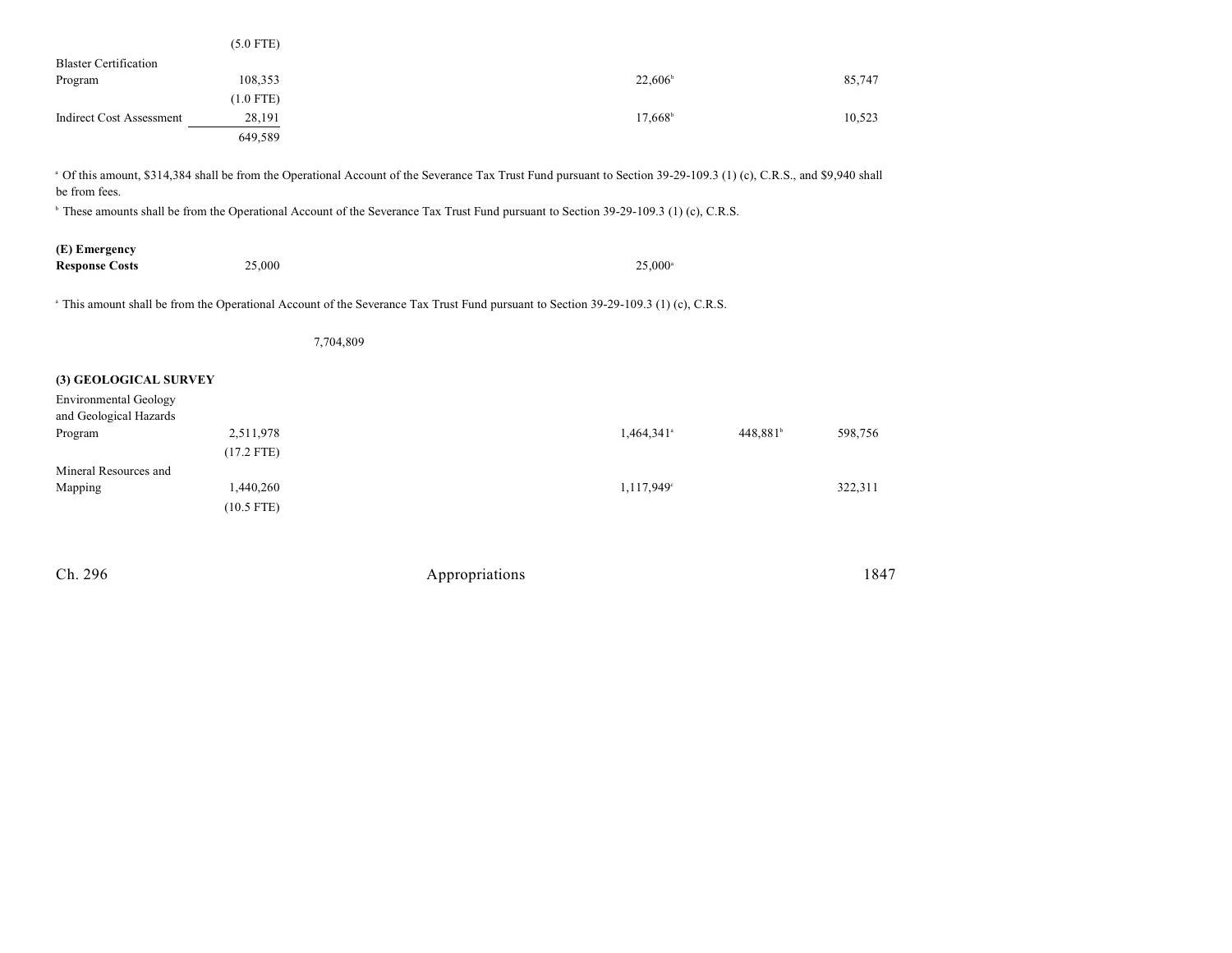| | | | | | | |
|---|---|---|---|---|---|---|
| | (5.0 FTE) | | | | | |
| Blaster Certification Program | 108,353 | | | 22,606[b] | | 85,747 |
| | (1.0 FTE) | | | | | |
| Indirect Cost Assessment | 28,191 | | | 17,668[b] | | 10,523 |
| | 649,589 | | | | | |

[a] Of this amount, $314,384 shall be from the Operational Account of the Severance Tax Trust Fund pursuant to Section 39-29-109.3 (1) (c), C.R.S., and $9,940 shall be from fees.

[b] These amounts shall be from the Operational Account of the Severance Tax Trust Fund pursuant to Section 39-29-109.3 (1) (c), C.R.S.

| | | | | | | |
|---|---|---|---|---|---|---|
| **(E) Emergency Response Costs** | 25,000 | | | 25,000[a] | | |

[a] This amount shall be from the Operational Account of the Severance Tax Trust Fund pursuant to Section 39-29-109.3 (1) (c), C.R.S.

| | | | | | | |
|---|---|---|---|---|---|---|
| | | 7,704,809 | | | | |

**(3) GEOLOGICAL SURVEY**

| | | | | | | |
|---|---|---|---|---|---|---|
| Environmental Geology and Geological Hazards Program | 2,511,978 | | | 1,464,341[a] | 448,881[b] | 598,756 |
| | (17.2 FTE) | | | | | |
| Mineral Resources and Mapping | 1,440,260 | | | 1,117,949[c] | | 322,311 |
| | (10.5 FTE) | | | | | |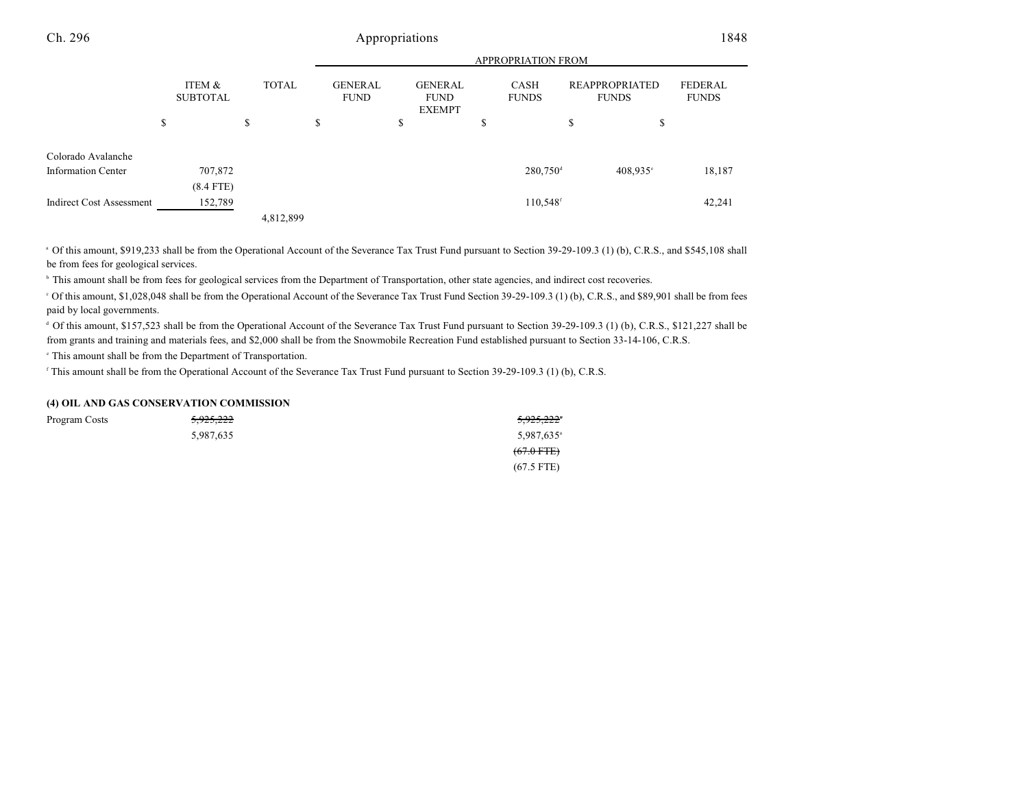| | ITEM & SUBTOTAL | TOTAL | GENERAL FUND | GENERAL FUND EXEMPT | CASH FUNDS | REAPPROPRIATED FUNDS | FEDERAL FUNDS |
|---|---|---|---|---|---|---|---|
| | | | APPROPRIATION FROM | | | | |
| | $ | $ | $ | $ | $ | $ | $ |
| Colorado Avalanche Information Center | 707,872 | | | | 280,750[d] | 408,935[e] | 18,187 |
| | (8.4 FTE) | | | | | | |
| Indirect Cost Assessment | 152,789 | | | | 110,548[f] | | 42,241 |
| | | 4,812,899 | | | | | |

[a] Of this amount, $919,233 shall be from the Operational Account of the Severance Tax Trust Fund pursuant to Section 39-29-109.3 (1) (b), C.R.S., and $545,108 shall be from fees for geological services.

[b] This amount shall be from fees for geological services from the Department of Transportation, other state agencies, and indirect cost recoveries.

[c] Of this amount, $1,028,048 shall be from the Operational Account of the Severance Tax Trust Fund Section 39-29-109.3 (1) (b), C.R.S., and $89,901 shall be from fees paid by local governments.

[d] Of this amount, $157,523 shall be from the Operational Account of the Severance Tax Trust Fund pursuant to Section 39-29-109.3 (1) (b), C.R.S., $121,227 shall be from grants and training and materials fees, and $2,000 shall be from the Snowmobile Recreation Fund established pursuant to Section 33-14-106, C.R.S.

[e] This amount shall be from the Department of Transportation.

[f] This amount shall be from the Operational Account of the Severance Tax Trust Fund pursuant to Section 39-29-109.3 (1) (b), C.R.S.

**(4) OIL AND GAS CONSERVATION COMMISSION**

| | ITEM & SUBTOTAL | TOTAL | GENERAL FUND | GENERAL FUND EXEMPT | CASH FUNDS | REAPPROPRIATED FUNDS | FEDERAL FUNDS |
|---|---|---|---|---|---|---|---|
| Program Costs | ~~5,925,222~~ | | | | ~~5,925,222~~[a] | | |
| | 5,987,635 | | | | 5,987,635[a] | | |
| | | | | | ~~(67.0 FTE)~~ | | |
| | | | | | (67.5 FTE) | | |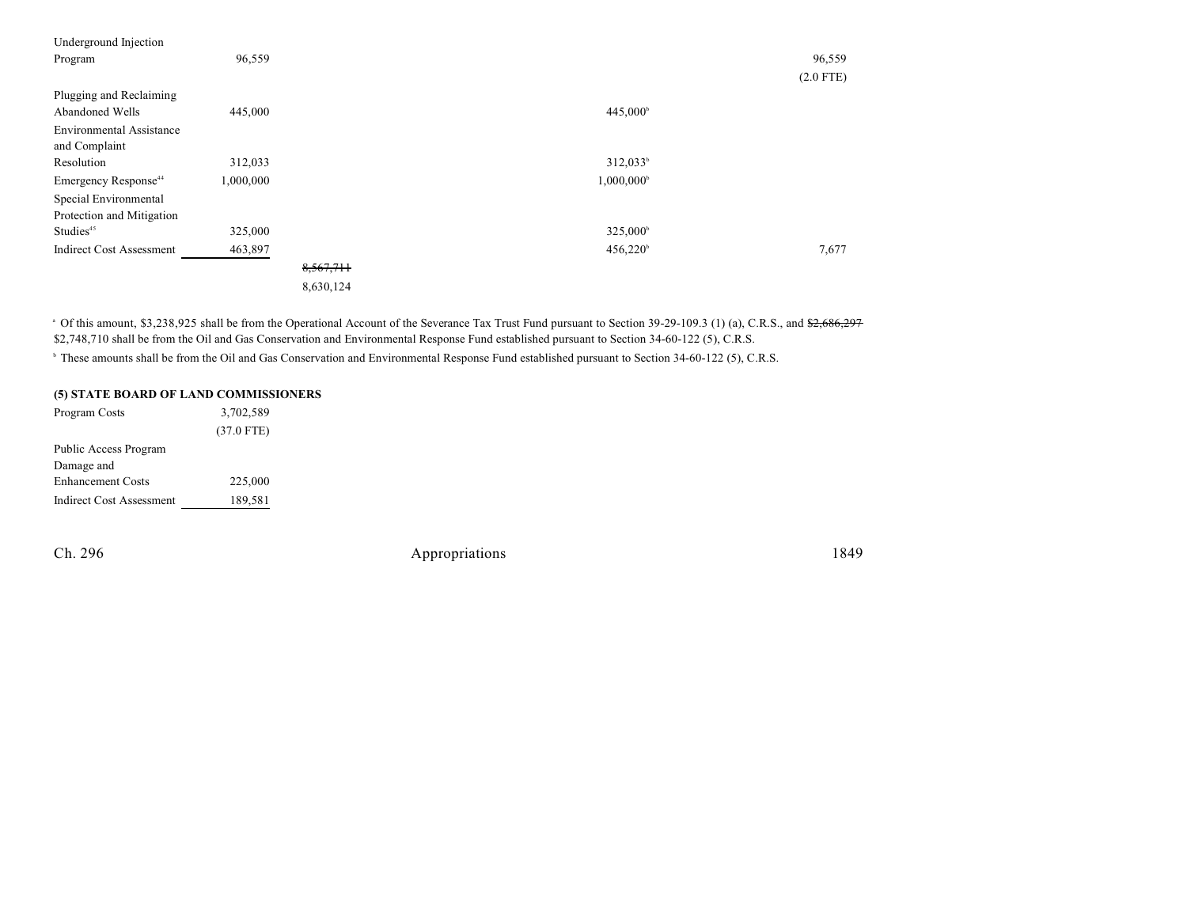| | | | | | | |
|---|---|---|---|---|---|---|
| Underground Injection Program | 96,559 | | | | | 96,559 (2.0 FTE) |
| Plugging and Reclaiming Abandoned Wells | 445,000 | | | 445,000[b] | | |
| Environmental Assistance and Complaint Resolution | 312,033 | | | 312,033[b] | | |
| Emergency Response[44] | 1,000,000 | | | 1,000,000[b] | | |
| Special Environmental Protection and Mitigation Studies[45] | 325,000 | | | 325,000[b] | | |
| Indirect Cost Assessment | 463,897 | | | 456,220[b] | | 7,677 |
| | | ~~8,567,711~~ 8,630,124 | | | | |

[a] Of this amount, $3,238,925 shall be from the Operational Account of the Severance Tax Trust Fund pursuant to Section 39-29-109.3 (1) (a), C.R.S., and ~~$2,686,297~~ $2,748,710 shall be from the Oil and Gas Conservation and Environmental Response Fund established pursuant to Section 34-60-122 (5), C.R.S.

[b] These amounts shall be from the Oil and Gas Conservation and Environmental Response Fund established pursuant to Section 34-60-122 (5), C.R.S.

**(5) STATE BOARD OF LAND COMMISSIONERS**

| | |
|---|---|
| Program Costs | 3,702,589 (37.0 FTE) |
| Public Access Program Damage and Enhancement Costs | 225,000 |
| Indirect Cost Assessment | 189,581 |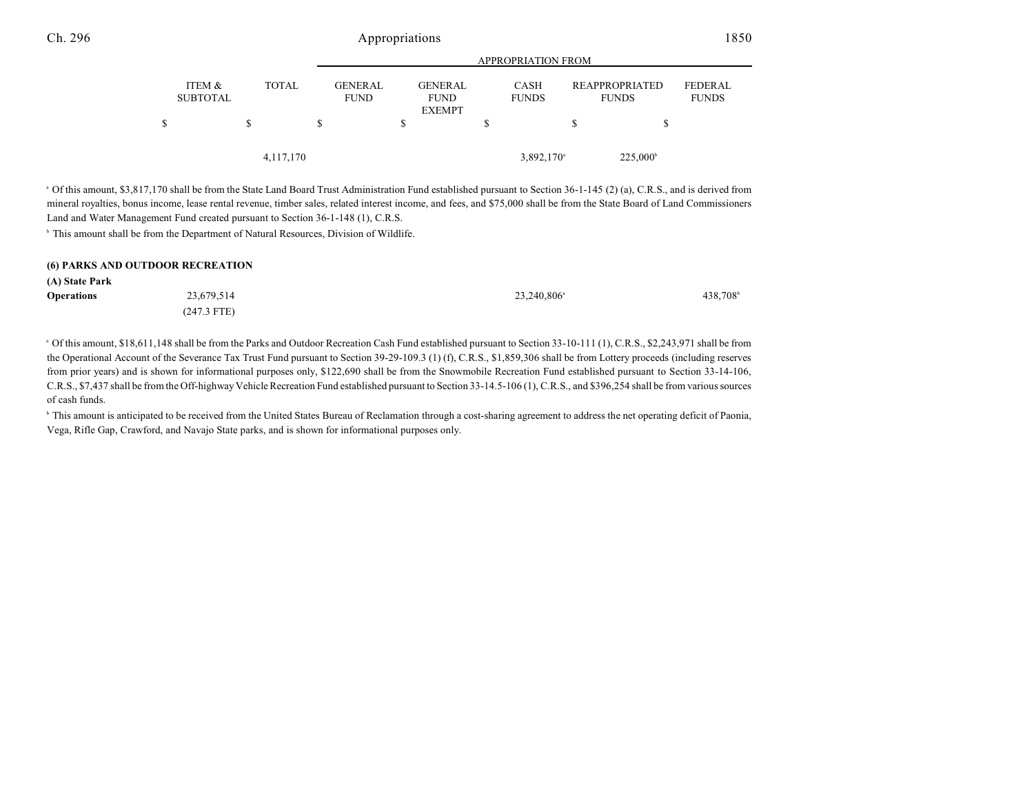| | ITEM & SUBTOTAL | TOTAL | APPROPRIATION FROM | | | | |
|---|---|---|---|---|---|---|---|
| | | | GENERAL FUND | GENERAL FUND EXEMPT | CASH FUNDS | REAPPROPRIATED FUNDS | FEDERAL FUNDS |
| | $ | $ | $ | $ | $ | $ | $ |
| | | 4,117,170 | | | 3,892,170[a] | 225,000[b] | |

[a] Of this amount, $3,817,170 shall be from the State Land Board Trust Administration Fund established pursuant to Section 36-1-145 (2) (a), C.R.S., and is derived from mineral royalties, bonus income, lease rental revenue, timber sales, related interest income, and fees, and $75,000 shall be from the State Board of Land Commissioners Land and Water Management Fund created pursuant to Section 36-1-148 (1), C.R.S.

[b] This amount shall be from the Department of Natural Resources, Division of Wildlife.

**(6) PARKS AND OUTDOOR RECREATION**

**(A) State Park**

| | ITEM & SUBTOTAL | TOTAL | GENERAL FUND | GENERAL FUND EXEMPT | CASH FUNDS | REAPPROPRIATED FUNDS | FEDERAL FUNDS |
|---|---|---|---|---|---|---|---|
| **Operations** | 23,679,514 (247.3 FTE) | | | | 23,240,806[a] | | 438,708[b] |

[a] Of this amount, $18,611,148 shall be from the Parks and Outdoor Recreation Cash Fund established pursuant to Section 33-10-111 (1), C.R.S., $2,243,971 shall be from the Operational Account of the Severance Tax Trust Fund pursuant to Section 39-29-109.3 (1) (f), C.R.S., $1,859,306 shall be from Lottery proceeds (including reserves from prior years) and is shown for informational purposes only, $122,690 shall be from the Snowmobile Recreation Fund established pursuant to Section 33-14-106, C.R.S., $7,437 shall be from the Off-highway Vehicle Recreation Fund established pursuant to Section 33-14.5-106 (1), C.R.S., and $396,254 shall be from various sources of cash funds.

[b] This amount is anticipated to be received from the United States Bureau of Reclamation through a cost-sharing agreement to address the net operating deficit of Paonia, Vega, Rifle Gap, Crawford, and Navajo State parks, and is shown for informational purposes only.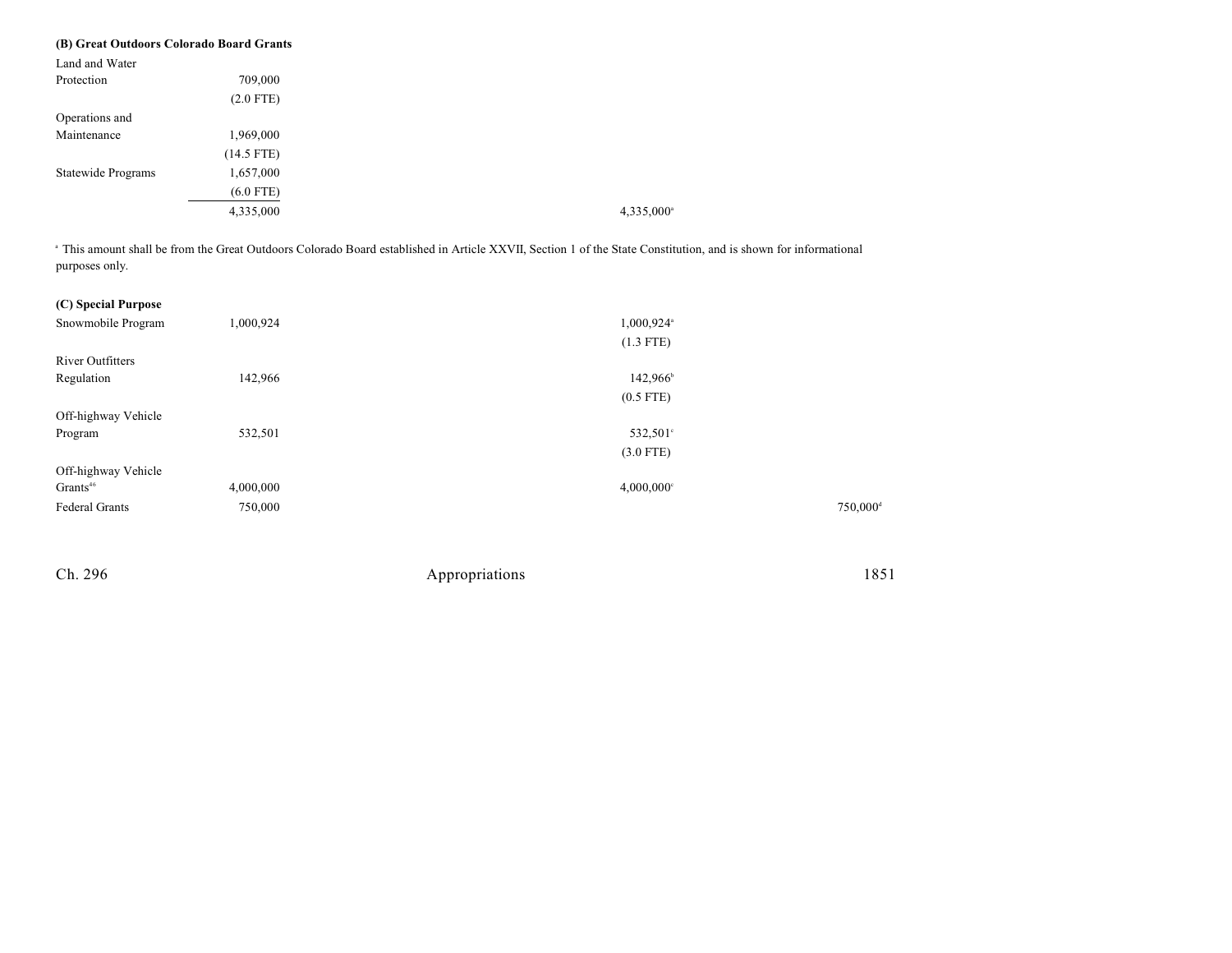**(B) Great Outdoors Colorado Board Grants**

| | | | | | |
|---|---|---|---|---|---|
| Land and Water Protection | 709,000 | | | | |
| | (2.0 FTE) | | | | |
| Operations and Maintenance | 1,969,000 | | | | |
| | (14.5 FTE) | | | | |
| Statewide Programs | 1,657,000 | | | | |
| | (6.0 FTE) | | | | |
| | 4,335,000 | | | 4,335,000[a] | |

[a] This amount shall be from the Great Outdoors Colorado Board established in Article XXVII, Section 1 of the State Constitution, and is shown for informational purposes only.

**(C) Special Purpose**

| | | | | | |
|---|---|---|---|---|---|
| Snowmobile Program | 1,000,924 | | | 1,000,924[a] | |
| | | | | (1.3 FTE) | |
| River Outfitters Regulation | 142,966 | | | 142,966[b] | |
| | | | | (0.5 FTE) | |
| Off-highway Vehicle Program | 532,501 | | | 532,501[c] | |
| | | | | (3.0 FTE) | |
| Off-highway Vehicle Grants[46] | 4,000,000 | | | 4,000,000[c] | |
| Federal Grants | 750,000 | | | | 750,000[d] |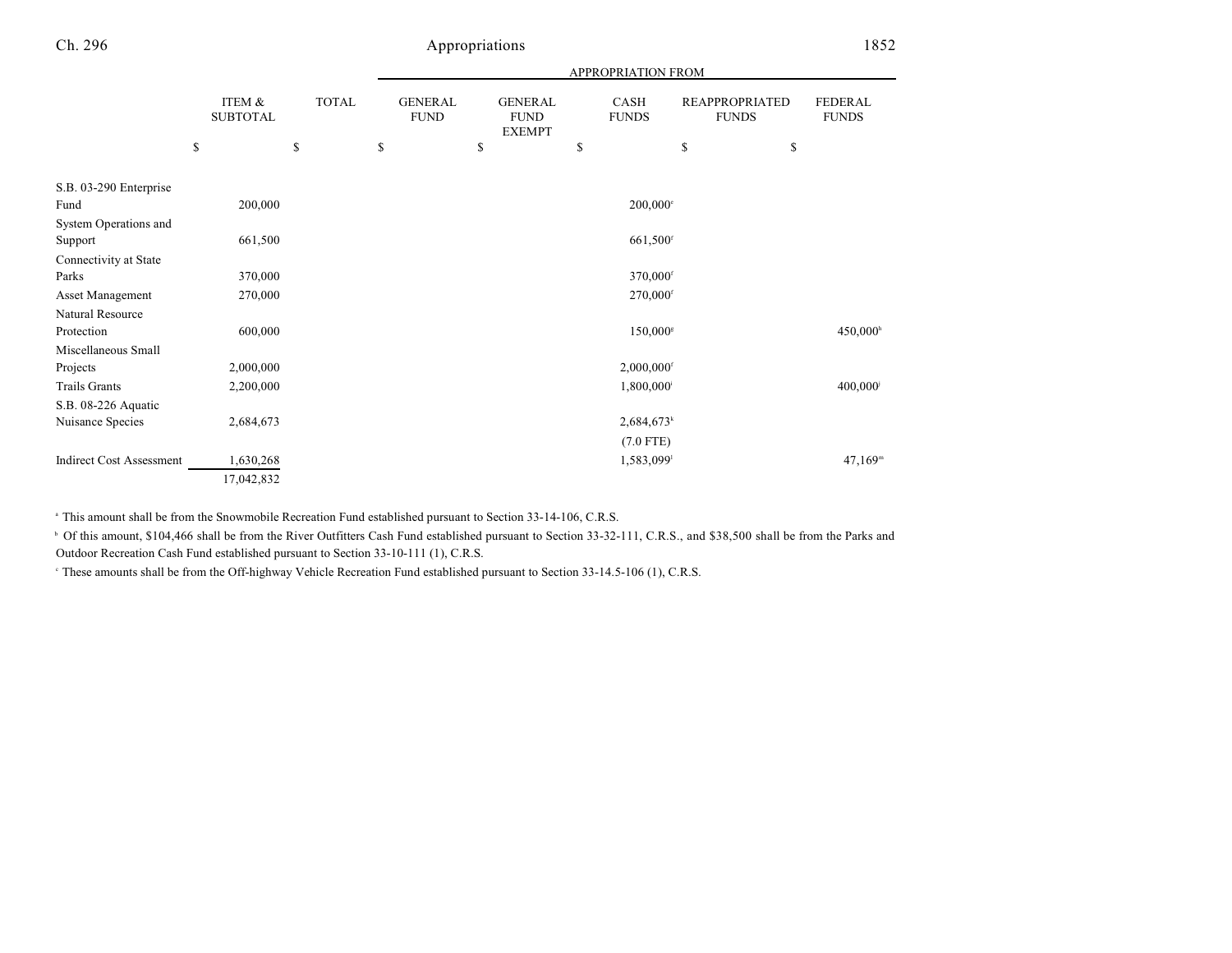| | ITEM & SUBTOTAL | TOTAL | APPROPRIATION FROM | | | | |
|---|---|---|---|---|---|---|---|
| | | | GENERAL FUND | GENERAL FUND EXEMPT | CASH FUNDS | REAPPROPRIATED FUNDS | FEDERAL FUNDS |
| | $ | $ | $ | $ | $ | $ | $ |
| S.B. 03-290 Enterprise Fund | 200,000 | | | | 200,000[e] | | |
| System Operations and Support | 661,500 | | | | 661,500[f] | | |
| Connectivity at State Parks | 370,000 | | | | 370,000[f] | | |
| Asset Management | 270,000 | | | | 270,000[f] | | |
| Natural Resource Protection | 600,000 | | | | 150,000[g] | | 450,000[h] |
| Miscellaneous Small Projects | 2,000,000 | | | | 2,000,000[f] | | |
| Trails Grants | 2,200,000 | | | | 1,800,000[i] | | 400,000[j] |
| S.B. 08-226 Aquatic Nuisance Species | 2,684,673 | | | | 2,684,673[k] (7.0 FTE) | | |
| Indirect Cost Assessment | 1,630,268 | | | | 1,583,099[l] | | 47,169[m] |
| | 17,042,832 | | | | | | |

[a] This amount shall be from the Snowmobile Recreation Fund established pursuant to Section 33-14-106, C.R.S.

[b] Of this amount, $104,466 shall be from the River Outfitters Cash Fund established pursuant to Section 33-32-111, C.R.S., and $38,500 shall be from the Parks and Outdoor Recreation Cash Fund established pursuant to Section 33-10-111 (1), C.R.S.

[c] These amounts shall be from the Off-highway Vehicle Recreation Fund established pursuant to Section 33-14.5-106 (1), C.R.S.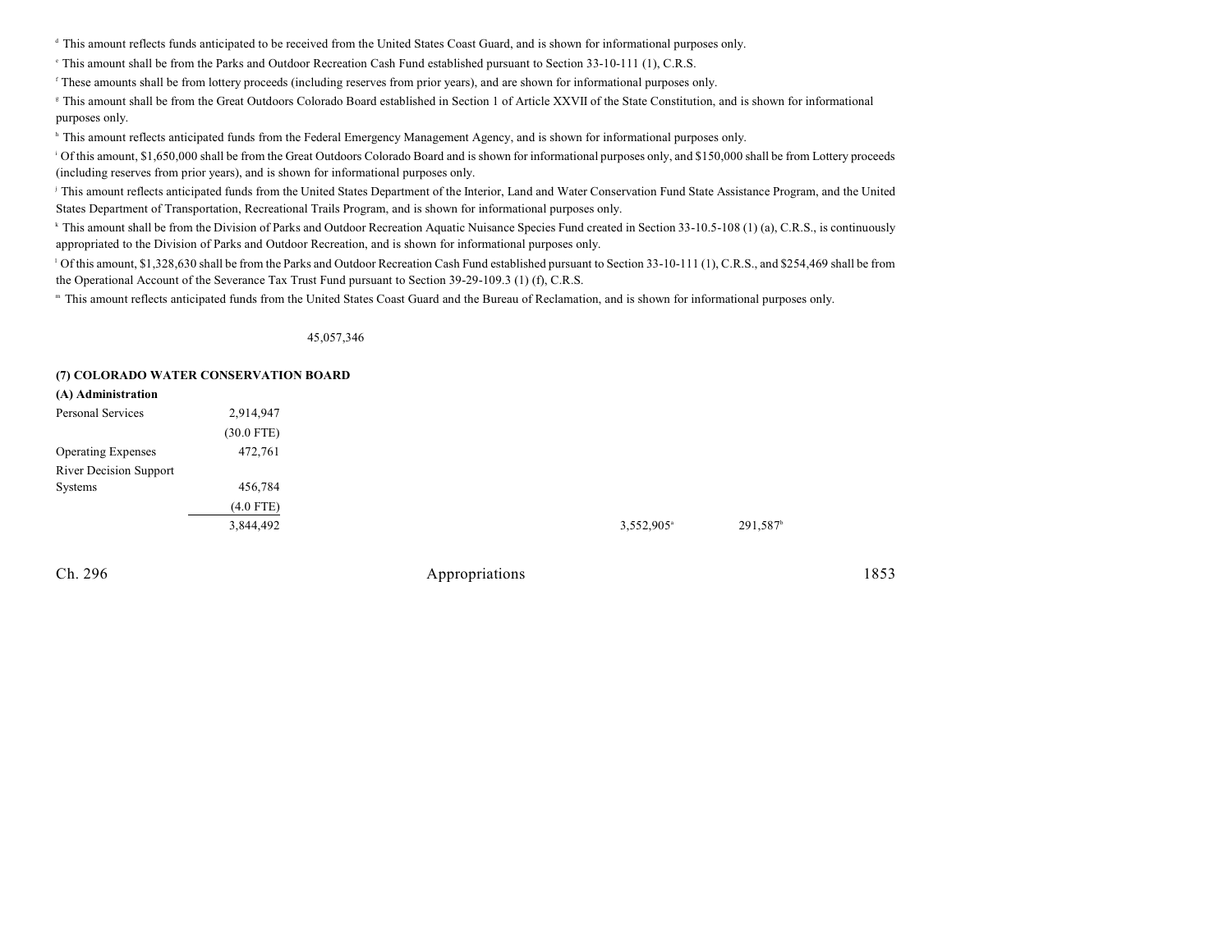[d] This amount reflects funds anticipated to be received from the United States Coast Guard, and is shown for informational purposes only.

[e] This amount shall be from the Parks and Outdoor Recreation Cash Fund established pursuant to Section 33-10-111 (1), C.R.S.

[f] These amounts shall be from lottery proceeds (including reserves from prior years), and are shown for informational purposes only.

[g] This amount shall be from the Great Outdoors Colorado Board established in Section 1 of Article XXVII of the State Constitution, and is shown for informational purposes only.

[h] This amount reflects anticipated funds from the Federal Emergency Management Agency, and is shown for informational purposes only.

[i] Of this amount, $1,650,000 shall be from the Great Outdoors Colorado Board and is shown for informational purposes only, and $150,000 shall be from Lottery proceeds (including reserves from prior years), and is shown for informational purposes only.

[j] This amount reflects anticipated funds from the United States Department of the Interior, Land and Water Conservation Fund State Assistance Program, and the United States Department of Transportation, Recreational Trails Program, and is shown for informational purposes only.

[k] This amount shall be from the Division of Parks and Outdoor Recreation Aquatic Nuisance Species Fund created in Section 33-10.5-108 (1) (a), C.R.S., is continuously appropriated to the Division of Parks and Outdoor Recreation, and is shown for informational purposes only.

[l] Of this amount, $1,328,630 shall be from the Parks and Outdoor Recreation Cash Fund established pursuant to Section 33-10-111 (1), C.R.S., and $254,469 shall be from the Operational Account of the Severance Tax Trust Fund pursuant to Section 39-29-109.3 (1) (f), C.R.S.

[m] This amount reflects anticipated funds from the United States Coast Guard and the Bureau of Reclamation, and is shown for informational purposes only.

45,057,346

**(7) COLORADO WATER CONSERVATION BOARD**

**(A) Administration**

| | | | | | |
|---|---|---|---|---|---|
| Personal Services | 2,914,947 | | | | |
| | (30.0 FTE) | | | | |
| Operating Expenses | 472,761 | | | | |
| River Decision Support Systems | 456,784 | | | | |
| | (4.0 FTE) | | | | |
| | 3,844,492 | | | 3,552,905[a] | 291,587[b] |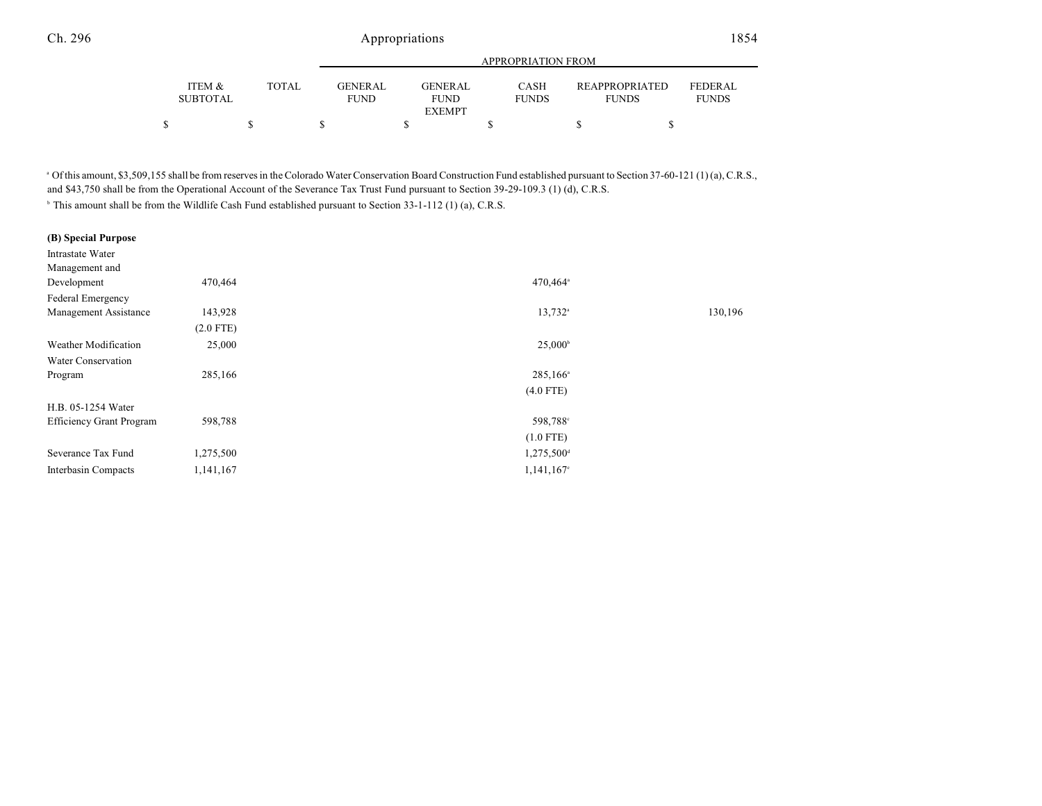| | ITEM & SUBTOTAL | TOTAL | GENERAL FUND | GENERAL FUND EXEMPT | CASH FUNDS | REAPPROPRIATED FUNDS | FEDERAL FUNDS |
|---|---|---|---|---|---|---|---|
| | $ | $ | $ | $ | $ | $ | $ |

[a] Of this amount, $3,509,155 shall be from reserves in the Colorado Water Conservation Board Construction Fund established pursuant to Section 37-60-121 (1) (a), C.R.S., and $43,750 shall be from the Operational Account of the Severance Tax Trust Fund pursuant to Section 39-29-109.3 (1) (d), C.R.S.

[b] This amount shall be from the Wildlife Cash Fund established pursuant to Section 33-1-112 (1) (a), C.R.S.

**(B) Special Purpose**

| | ITEM & SUBTOTAL | TOTAL | GENERAL FUND | GENERAL FUND EXEMPT | CASH FUNDS | REAPPROPRIATED FUNDS | FEDERAL FUNDS |
|---|---|---|---|---|---|---|---|
| Intrastate Water Management and Development | 470,464 | | | | 470,464[a] | | |
| Federal Emergency Management Assistance | 143,928 | | | | 13,732[a] | | 130,196 |
| | (2.0 FTE) | | | | | | |
| Weather Modification | 25,000 | | | | 25,000[b] | | |
| Water Conservation Program | 285,166 | | | | 285,166[a] | | |
| | | | | | (4.0 FTE) | | |
| H.B. 05-1254 Water Efficiency Grant Program | 598,788 | | | | 598,788[c] | | |
| | | | | | (1.0 FTE) | | |
| Severance Tax Fund | 1,275,500 | | | | 1,275,500[d] | | |
| Interbasin Compacts | 1,141,167 | | | | 1,141,167[e] | | |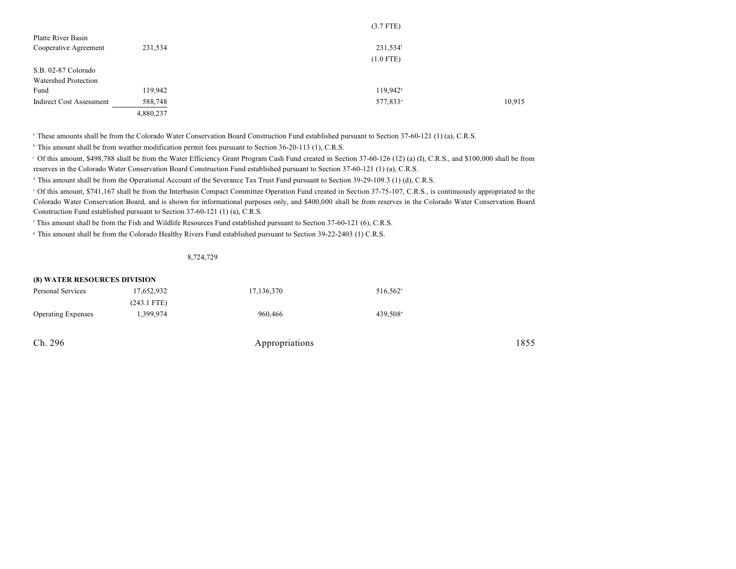| | | | | | |
|---|---|---|---|---|---|
| | | | (3.7 FTE) | | |
| Platte River Basin Cooperative Agreement | 231,534 | | 231,534[f] | | |
| | | | (1.0 FTE) | | |
| S.B. 02-87 Colorado Watershed Protection Fund | 119,942 | | 119,942[g] | | |
| Indirect Cost Assessment | 588,748 | | 577,833[a] | | 10,915 |
| | 4,880,237 | | | | |

[a] These amounts shall be from the Colorado Water Conservation Board Construction Fund established pursuant to Section 37-60-121 (1) (a), C.R.S.

[b] This amount shall be from weather modification permit fees pursuant to Section 36-20-113 (1), C.R.S.

[c] Of this amount, $498,788 shall be from the Water Efficiency Grant Program Cash Fund created in Section 37-60-126 (12) (a) (I), C.R.S., and $100,000 shall be from reserves in the Colorado Water Conservation Board Construction Fund established pursuant to Section 37-60-121 (1) (a), C.R.S.

[d] This amount shall be from the Operational Account of the Severance Tax Trust Fund pursuant to Section 39-29-109.3 (1) (d), C.R.S.

[e] Of this amount, $741,167 shall be from the Interbasin Compact Committee Operation Fund created in Section 37-75-107, C.R.S., is continuously appropriated to the Colorado Water Conservation Board, and is shown for informational purposes only, and $400,000 shall be from reserves in the Colorado Water Conservation Board Construction Fund established pursuant to Section 37-60-121 (1) (a), C.R.S.

[f] This amount shall be from the Fish and Wildlife Resources Fund established pursuant to Section 37-60-121 (6), C.R.S.

[g] This amount shall be from the Colorado Healthy Rivers Fund established pursuant to Section 39-22-2403 (1) C.R.S.

8,724,729

**(8) WATER RESOURCES DIVISION**

| | | | | | |
|---|---|---|---|---|---|
| Personal Services | 17,652,932 | 17,136,370 | 516,562[a] | | |
| | (243.1 FTE) | | | | |
| Operating Expenses | 1,399,974 | 960,466 | 439,508[a] | | |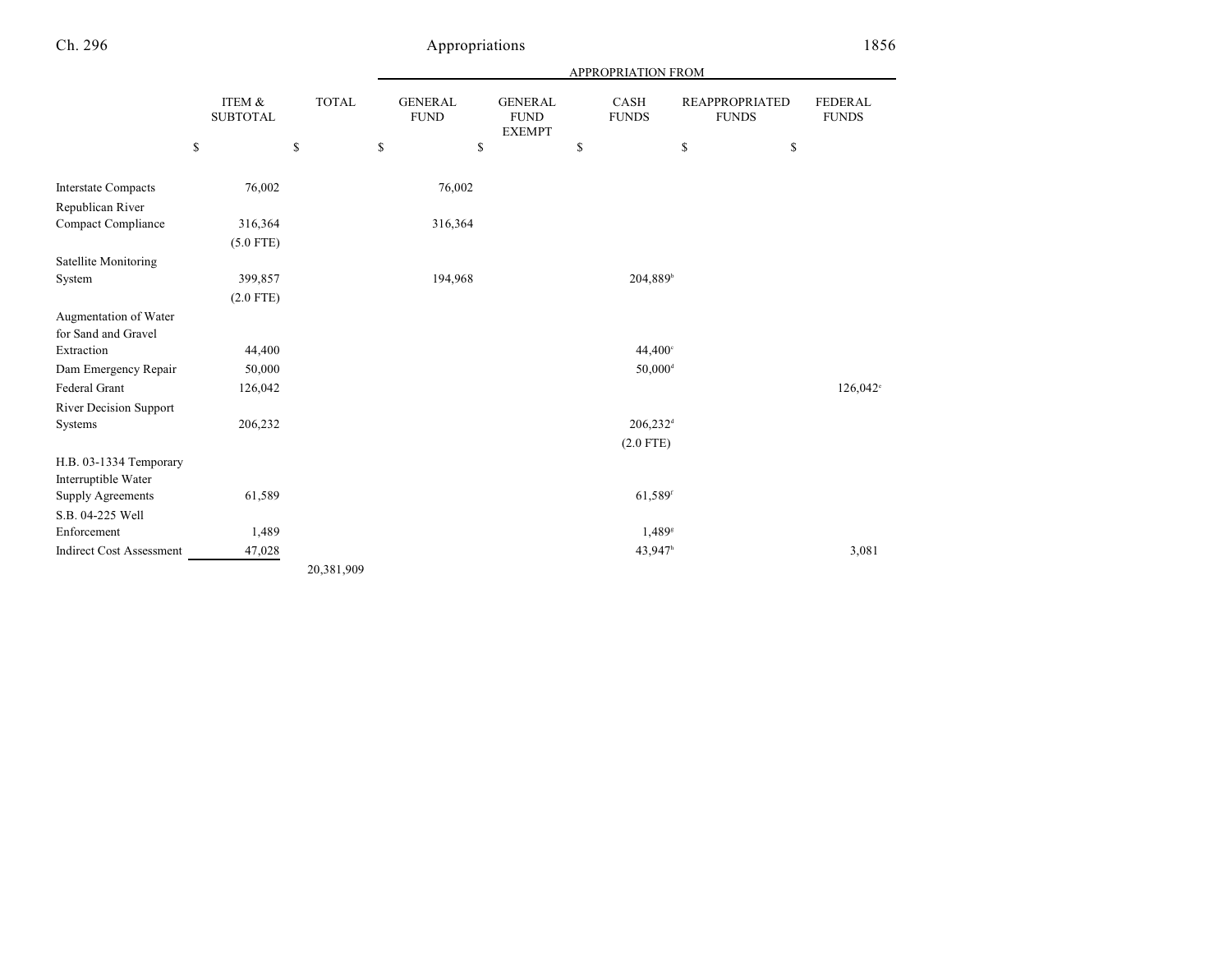| | ITEM & SUBTOTAL | TOTAL | APPROPRIATION FROM | | | | |
|---|---|---|---|---|---|---|---|
| | | | GENERAL FUND | GENERAL FUND EXEMPT | CASH FUNDS | REAPPROPRIATED FUNDS | FEDERAL FUNDS |
| | $ | $ | $ | $ | $ | $ | $ |
| Interstate Compacts | 76,002 | | 76,002 | | | | |
| Republican River Compact Compliance | 316,364 | | 316,364 | | | | |
| | (5.0 FTE) | | | | | | |
| Satellite Monitoring System | 399,857 | | 194,968 | | 204,889[b] | | |
| | (2.0 FTE) | | | | | | |
| Augmentation of Water for Sand and Gravel Extraction | 44,400 | | | | 44,400[c] | | |
| Dam Emergency Repair | 50,000 | | | | 50,000[d] | | |
| Federal Grant | 126,042 | | | | | | 126,042[e] |
| River Decision Support Systems | 206,232 | | | | 206,232[d] | | |
| | | | | | (2.0 FTE) | | |
| H.B. 03-1334 Temporary Interruptible Water Supply Agreements | 61,589 | | | | 61,589[f] | | |
| S.B. 04-225 Well Enforcement | 1,489 | | | | 1,489[g] | | |
| Indirect Cost Assessment | 47,028 | | | | 43,947[h] | | 3,081 |
| | | 20,381,909 | | | | | |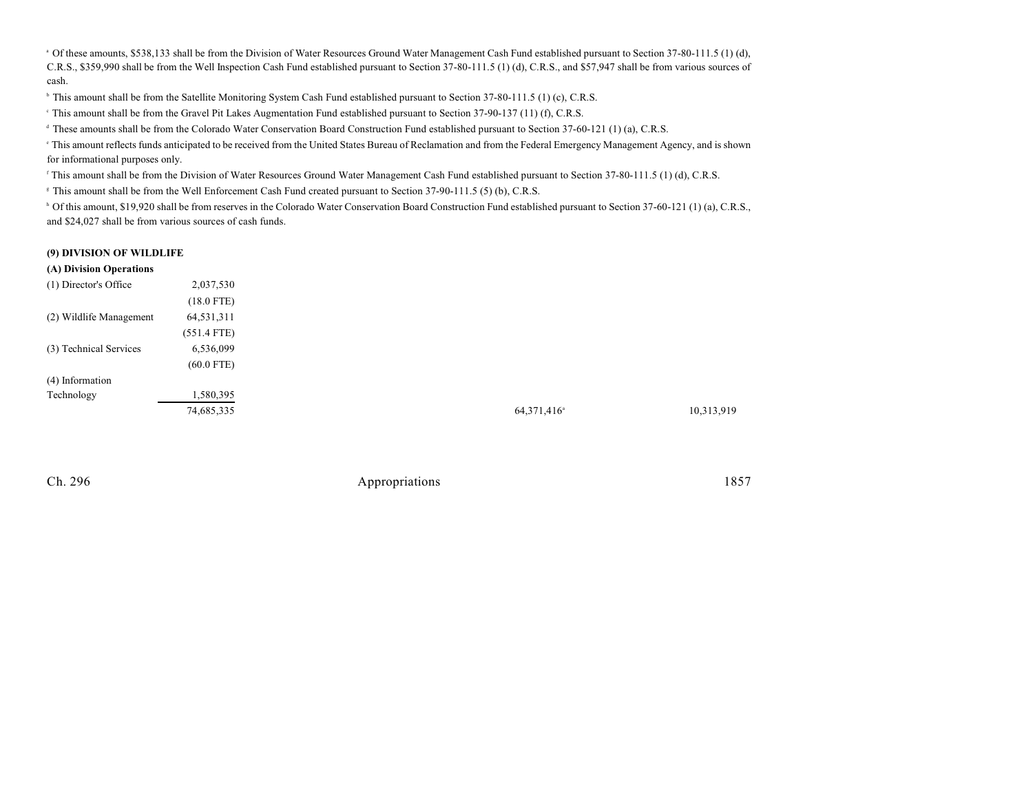[a] Of these amounts, $538,133 shall be from the Division of Water Resources Ground Water Management Cash Fund established pursuant to Section 37-80-111.5 (1) (d), C.R.S., $359,990 shall be from the Well Inspection Cash Fund established pursuant to Section 37-80-111.5 (1) (d), C.R.S., and $57,947 shall be from various sources of cash.

[b] This amount shall be from the Satellite Monitoring System Cash Fund established pursuant to Section 37-80-111.5 (1) (c), C.R.S.

[c] This amount shall be from the Gravel Pit Lakes Augmentation Fund established pursuant to Section 37-90-137 (11) (f), C.R.S.

[d] These amounts shall be from the Colorado Water Conservation Board Construction Fund established pursuant to Section 37-60-121 (1) (a), C.R.S.

[e] This amount reflects funds anticipated to be received from the United States Bureau of Reclamation and from the Federal Emergency Management Agency, and is shown for informational purposes only.

[f] This amount shall be from the Division of Water Resources Ground Water Management Cash Fund established pursuant to Section 37-80-111.5 (1) (d), C.R.S.

[g] This amount shall be from the Well Enforcement Cash Fund created pursuant to Section 37-90-111.5 (5) (b), C.R.S.

[h] Of this amount, $19,920 shall be from reserves in the Colorado Water Conservation Board Construction Fund established pursuant to Section 37-60-121 (1) (a), C.R.S., and $24,027 shall be from various sources of cash funds.

**(9) DIVISION OF WILDLIFE**

**(A) Division Operations**

| | | | | | |
|---|---|---|---|---|---|
| (1) Director's Office | 2,037,530 | | | | |
| | (18.0 FTE) | | | | |
| (2) Wildlife Management | 64,531,311 | | | | |
| | (551.4 FTE) | | | | |
| (3) Technical Services | 6,536,099 | | | | |
| | (60.0 FTE) | | | | |
| (4) Information Technology | 1,580,395 | | | | |
| | 74,685,335 | | | 64,371,416[a] | 10,313,919 |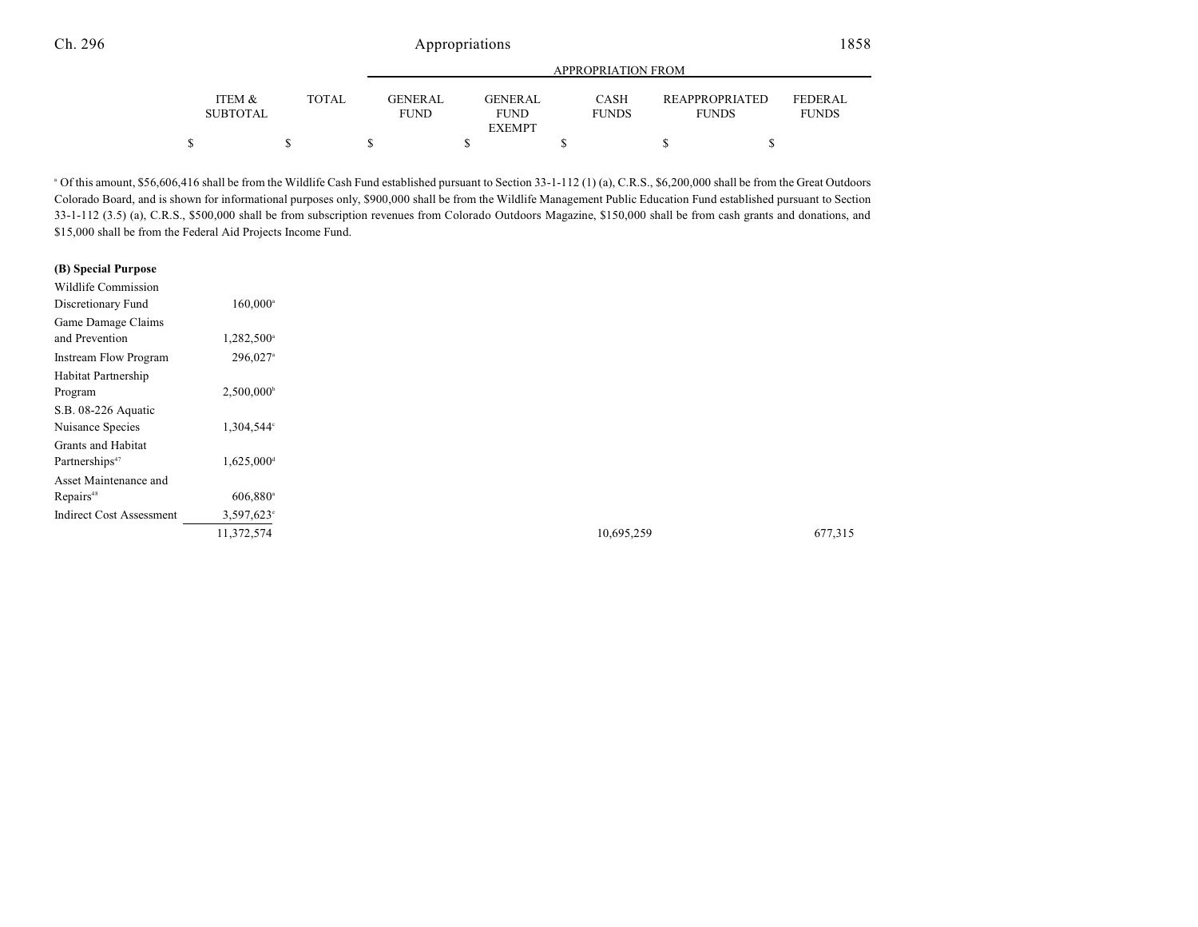| | ITEM & SUBTOTAL | TOTAL | APPROPRIATION FROM GENERAL FUND | GENERAL FUND EXEMPT | CASH FUNDS | REAPPROPRIATED FUNDS | FEDERAL FUNDS |
|---|---|---|---|---|---|---|---|
| | $ | $ | $ | $ | $ | $ | $ |

[a] Of this amount, $56,606,416 shall be from the Wildlife Cash Fund established pursuant to Section 33-1-112 (1) (a), C.R.S., $6,200,000 shall be from the Great Outdoors Colorado Board, and is shown for informational purposes only, $900,000 shall be from the Wildlife Management Public Education Fund established pursuant to Section 33-1-112 (3.5) (a), C.R.S., $500,000 shall be from subscription revenues from Colorado Outdoors Magazine, $150,000 shall be from cash grants and donations, and $15,000 shall be from the Federal Aid Projects Income Fund.

**(B) Special Purpose**

| | ITEM & SUBTOTAL | TOTAL | GENERAL FUND | GENERAL FUND EXEMPT | CASH FUNDS | REAPPROPRIATED FUNDS | FEDERAL FUNDS |
|---|---|---|---|---|---|---|---|
| Wildlife Commission Discretionary Fund | 160,000[a] | | | | | | |
| Game Damage Claims and Prevention | 1,282,500[a] | | | | | | |
| Instream Flow Program | 296,027[a] | | | | | | |
| Habitat Partnership Program | 2,500,000[b] | | | | | | |
| S.B. 08-226 Aquatic Nuisance Species | 1,304,544[c] | | | | | | |
| Grants and Habitat Partnerships[47] | 1,625,000[d] | | | | | | |
| Asset Maintenance and Repairs[48] | 606,880[a] | | | | | | |
| Indirect Cost Assessment | 3,597,623[e] | | | | | | |
| | 11,372,574 | | | | 10,695,259 | | 677,315 |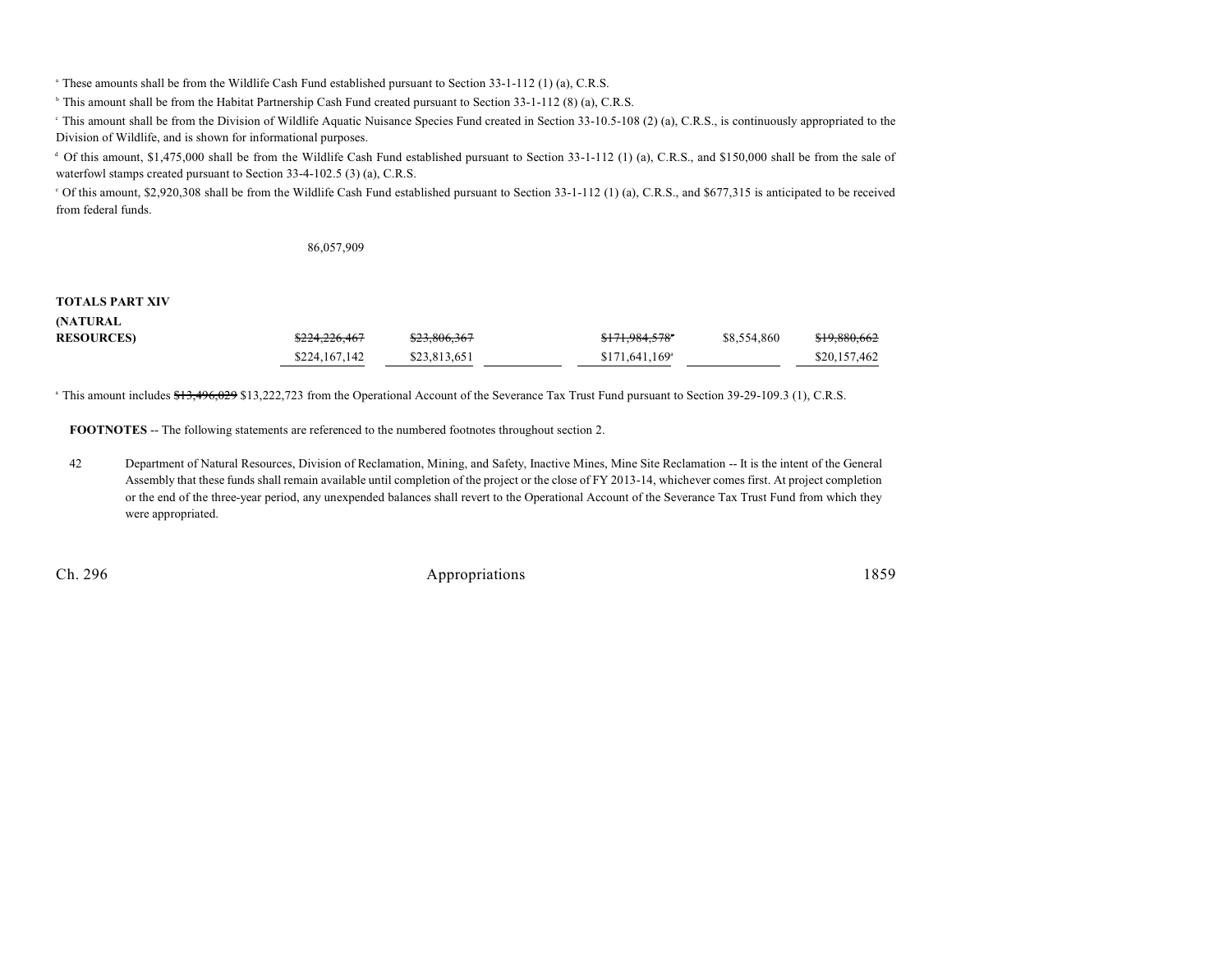[a] These amounts shall be from the Wildlife Cash Fund established pursuant to Section 33-1-112 (1) (a), C.R.S.

[b] This amount shall be from the Habitat Partnership Cash Fund created pursuant to Section 33-1-112 (8) (a), C.R.S.

[c] This amount shall be from the Division of Wildlife Aquatic Nuisance Species Fund created in Section 33-10.5-108 (2) (a), C.R.S., is continuously appropriated to the Division of Wildlife, and is shown for informational purposes.

[d] Of this amount, $1,475,000 shall be from the Wildlife Cash Fund established pursuant to Section 33-1-112 (1) (a), C.R.S., and $150,000 shall be from the sale of waterfowl stamps created pursuant to Section 33-4-102.5 (3) (a), C.R.S.

[e] Of this amount, $2,920,308 shall be from the Wildlife Cash Fund established pursuant to Section 33-1-112 (1) (a), C.R.S., and $677,315 is anticipated to be received from federal funds.

86,057,909

| | | | | | | |
|---|---|---|---|---|---|---|
| **TOTALS PART XIV (NATURAL RESOURCES)** | ~~$224,226,467~~ | ~~$23,806,367~~ | | ~~$171,984,578~~[a] | $8,554,860 | ~~$19,880,662~~ |
| | $224,167,142 | $23,813,651 | | $171,641,169[a] | | $20,157,462 |

[a] This amount includes ~~$13,496,029~~ $13,222,723 from the Operational Account of the Severance Tax Trust Fund pursuant to Section 39-29-109.3 (1), C.R.S.

**FOOTNOTES** -- The following statements are referenced to the numbered footnotes throughout section 2.

42 Department of Natural Resources, Division of Reclamation, Mining, and Safety, Inactive Mines, Mine Site Reclamation -- It is the intent of the General Assembly that these funds shall remain available until completion of the project or the close of FY 2013-14, whichever comes first. At project completion or the end of the three-year period, any unexpended balances shall revert to the Operational Account of the Severance Tax Trust Fund from which they were appropriated.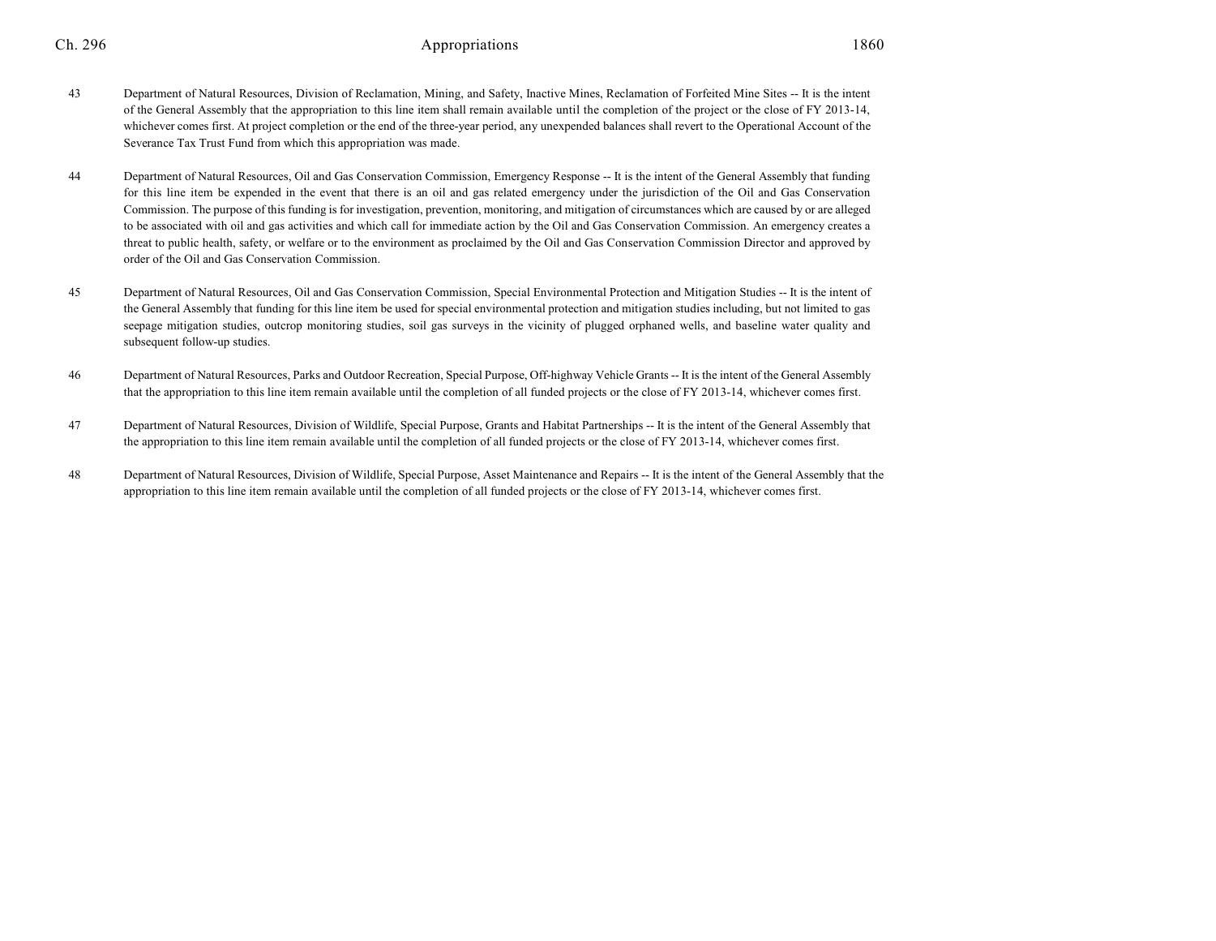43 Department of Natural Resources, Division of Reclamation, Mining, and Safety, Inactive Mines, Reclamation of Forfeited Mine Sites -- It is the intent of the General Assembly that the appropriation to this line item shall remain available until the completion of the project or the close of FY 2013-14, whichever comes first. At project completion or the end of the three-year period, any unexpended balances shall revert to the Operational Account of the Severance Tax Trust Fund from which this appropriation was made.

44 Department of Natural Resources, Oil and Gas Conservation Commission, Emergency Response -- It is the intent of the General Assembly that funding for this line item be expended in the event that there is an oil and gas related emergency under the jurisdiction of the Oil and Gas Conservation Commission. The purpose of this funding is for investigation, prevention, monitoring, and mitigation of circumstances which are caused by or are alleged to be associated with oil and gas activities and which call for immediate action by the Oil and Gas Conservation Commission. An emergency creates a threat to public health, safety, or welfare or to the environment as proclaimed by the Oil and Gas Conservation Commission Director and approved by order of the Oil and Gas Conservation Commission.

45 Department of Natural Resources, Oil and Gas Conservation Commission, Special Environmental Protection and Mitigation Studies -- It is the intent of the General Assembly that funding for this line item be used for special environmental protection and mitigation studies including, but not limited to gas seepage mitigation studies, outcrop monitoring studies, soil gas surveys in the vicinity of plugged orphaned wells, and baseline water quality and subsequent follow-up studies.

46 Department of Natural Resources, Parks and Outdoor Recreation, Special Purpose, Off-highway Vehicle Grants -- It is the intent of the General Assembly that the appropriation to this line item remain available until the completion of all funded projects or the close of FY 2013-14, whichever comes first.

47 Department of Natural Resources, Division of Wildlife, Special Purpose, Grants and Habitat Partnerships -- It is the intent of the General Assembly that the appropriation to this line item remain available until the completion of all funded projects or the close of FY 2013-14, whichever comes first.

48 Department of Natural Resources, Division of Wildlife, Special Purpose, Asset Maintenance and Repairs -- It is the intent of the General Assembly that the appropriation to this line item remain available until the completion of all funded projects or the close of FY 2013-14, whichever comes first.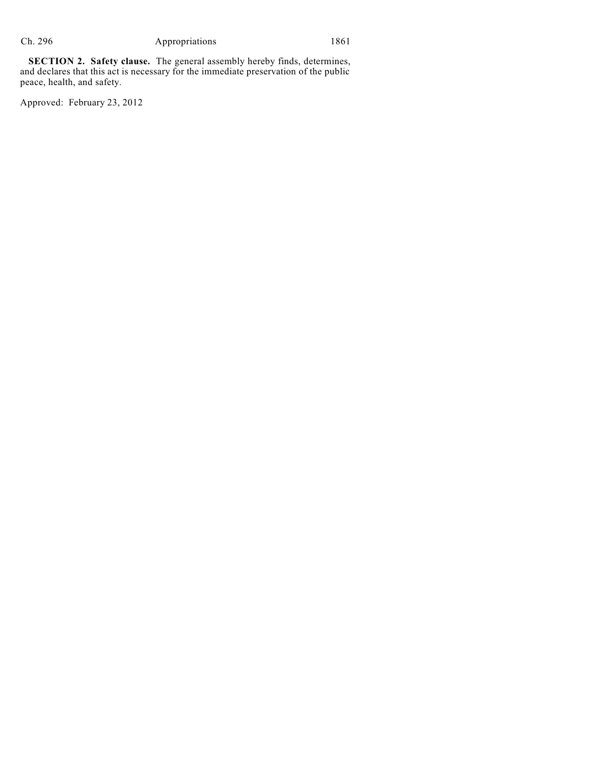**SECTION 2. Safety clause.** The general assembly hereby finds, determines, and declares that this act is necessary for the immediate preservation of the public peace, health, and safety.

Approved: February 23, 2012